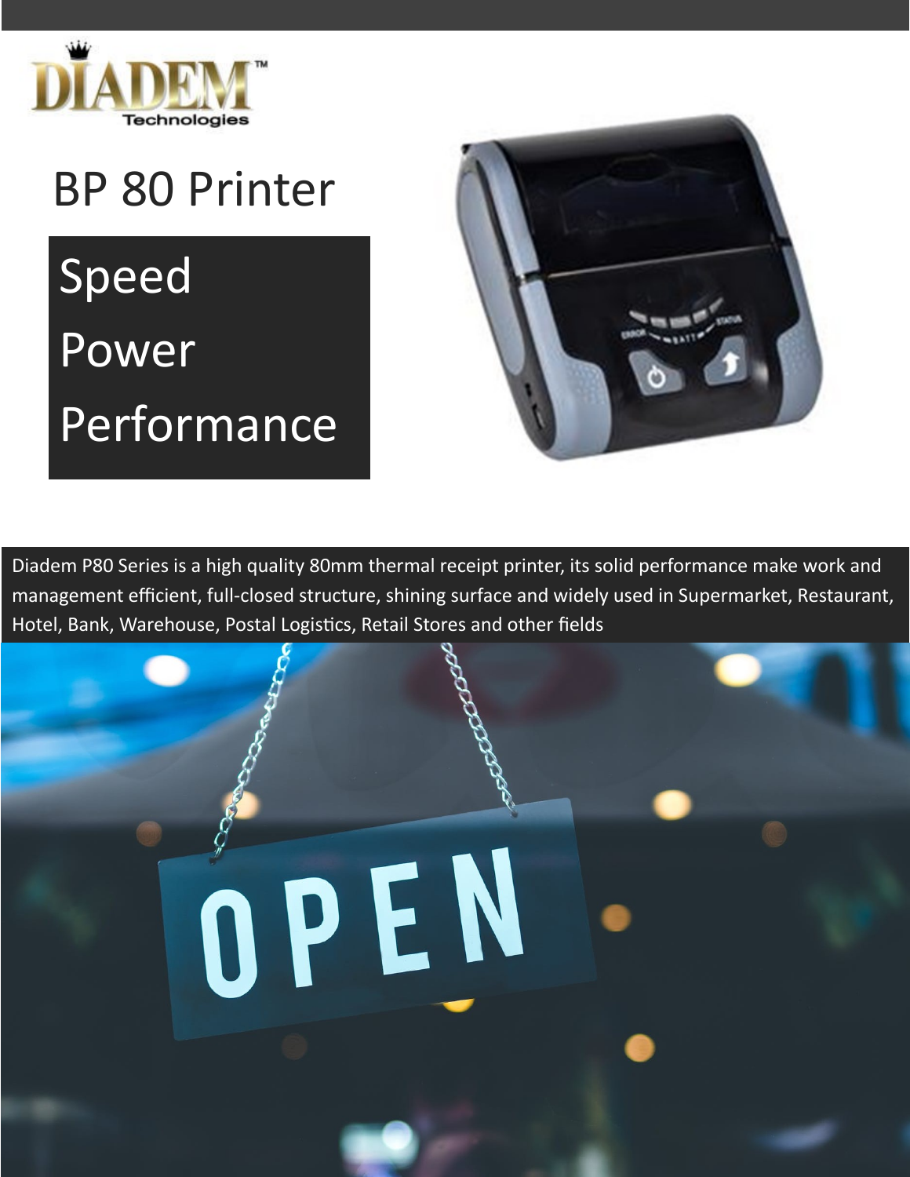DIADEM™ Technologies

# BP 80 Printer

Speed

Power

Performance

Diadem P80 Series is a high quality 80mm thermal receipt printer, its solid performance make work and management efficient, full-closed structure, shining surface and widely used in Supermarket, Restaurant, Hotel, Bank, Warehouse, Postal Logistics, Retail Stores and other fields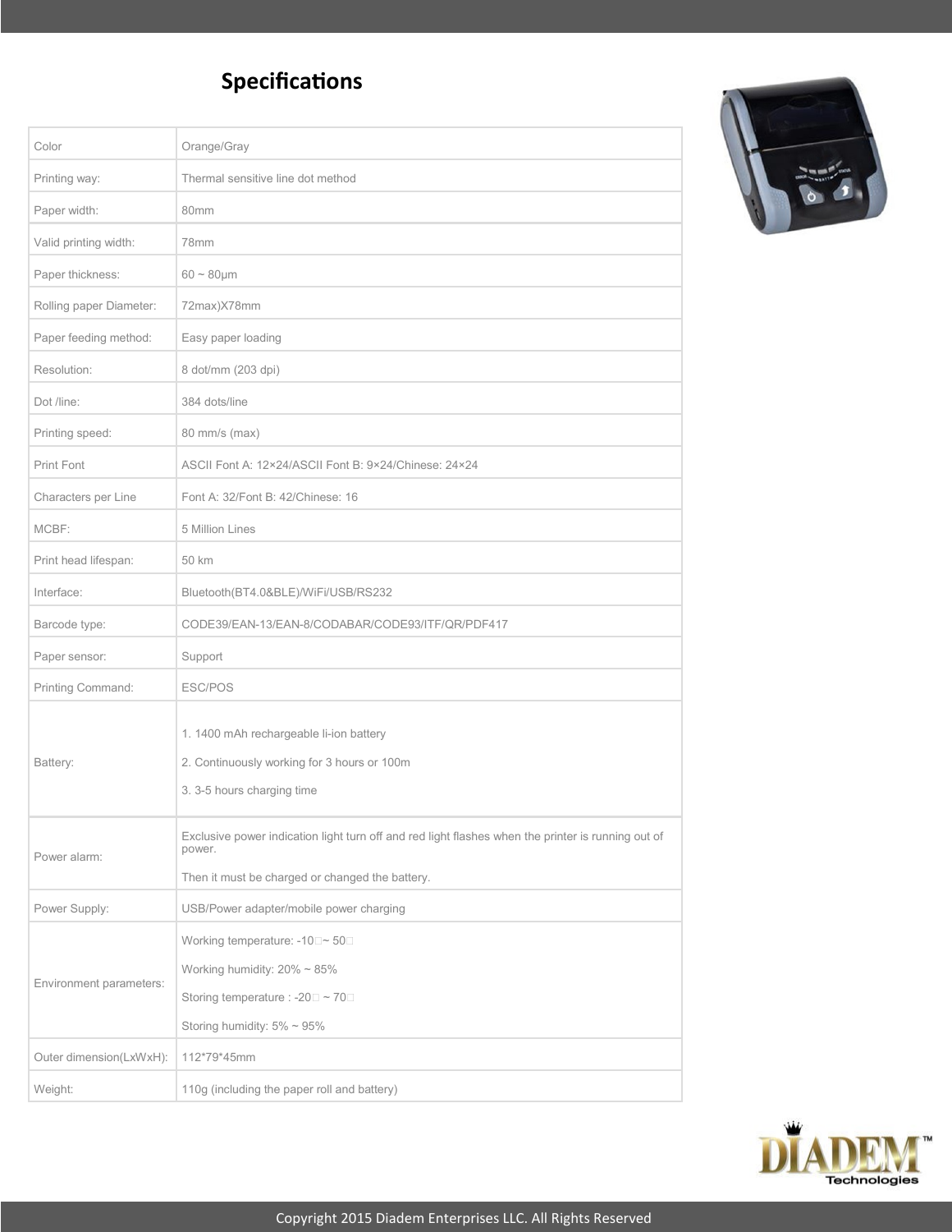## Specifications

| | |
|---|---|
| Color | Orange/Gray |
| Printing way: | Thermal sensitive line dot method |
| Paper width: | 80mm |
| Valid printing width: | 78mm |
| Paper thickness: | 60 ~ 80μm |
| Rolling paper Diameter: | 72max)X78mm |
| Paper feeding method: | Easy paper loading |
| Resolution: | 8 dot/mm (203 dpi) |
| Dot /line: | 384 dots/line |
| Printing speed: | 80 mm/s (max) |
| Print Font | ASCII Font A: 12×24/ASCII Font B: 9×24/Chinese: 24×24 |
| Characters per Line | Font A: 32/Font B: 42/Chinese: 16 |
| MCBF: | 5 Million Lines |
| Print head lifespan: | 50 km |
| Interface: | Bluetooth(BT4.0&BLE)/WiFi/USB/RS232 |
| Barcode type: | CODE39/EAN-13/EAN-8/CODABAR/CODE93/ITF/QR/PDF417 |
| Paper sensor: | Support |
| Printing Command: | ESC/POS |
| Battery: | 1. 1400 mAh rechargeable li-ion battery<br>2. Continuously working for 3 hours or 100m<br>3. 3-5 hours charging time |
| Power alarm: | Exclusive power indication light turn off and red light flashes when the printer is running out of power.<br>Then it must be charged or changed the battery. |
| Power Supply: | USB/Power adapter/mobile power charging |
| Environment parameters: | Working temperature: -10□~ 50□<br>Working humidity: 20% ~ 85%<br>Storing temperature : -20□ ~ 70□<br>Storing humidity: 5% ~ 95% |
| Outer dimension(LxWxH): | 112*79*45mm |
| Weight: | 110g (including the paper roll and battery) |

Copyright 2015 Diadem Enterprises LLC. All Rights Reserved